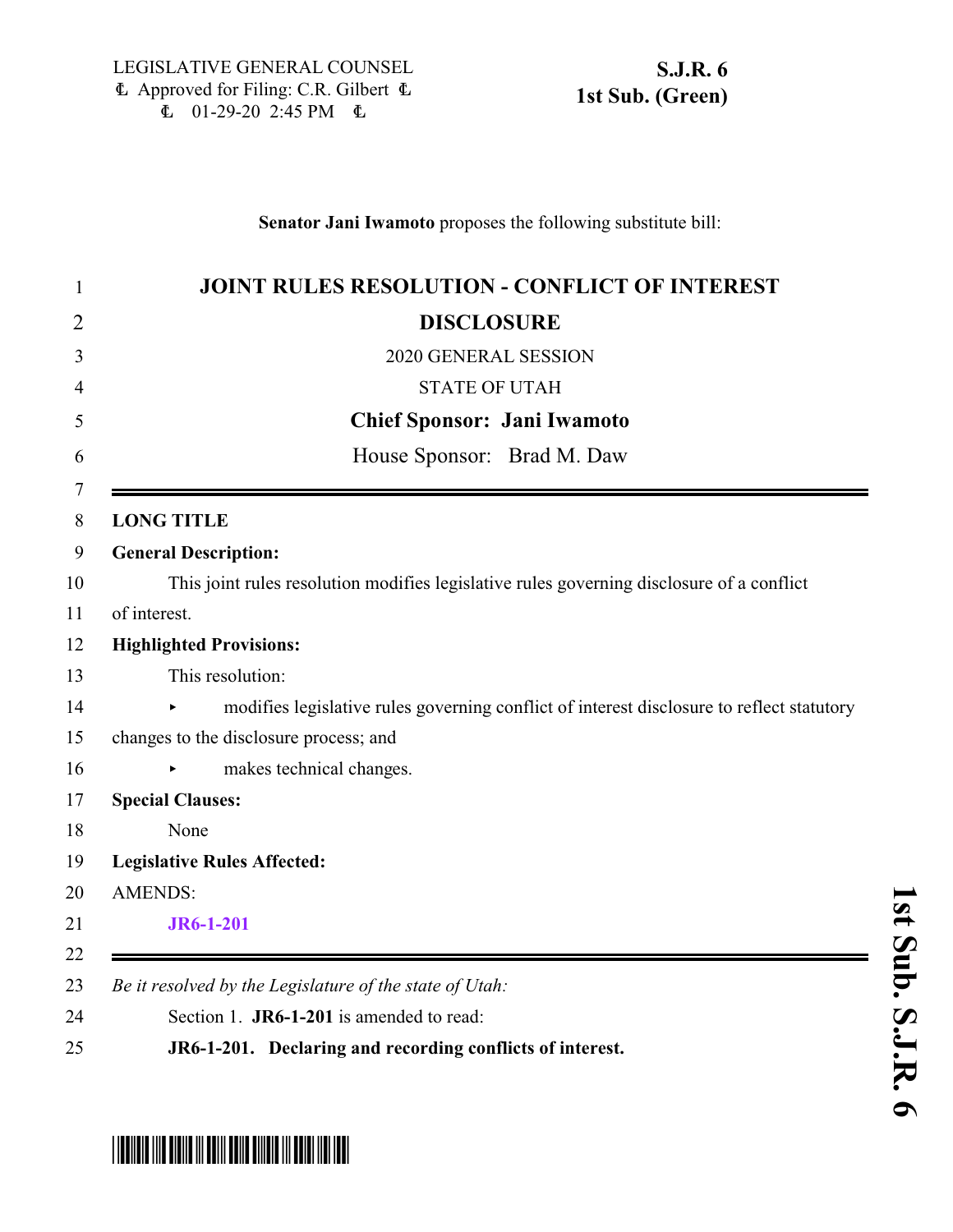LEGISLATIVE GENERAL COUNSEL
Approved for Filing: C.R. Gilbert
01-29-20 2:45 PM

**S.J.R. 6**
**1st Sub. (Green)**

**Senator Jani Iwamoto** proposes the following substitute bill:

# JOINT RULES RESOLUTION - CONFLICT OF INTEREST DISCLOSURE

2020 GENERAL SESSION

STATE OF UTAH

**Chief Sponsor: Jani Iwamoto**

House Sponsor: Brad M. Daw

---

**LONG TITLE**

**General Description:**

This joint rules resolution modifies legislative rules governing disclosure of a conflict of interest.

**Highlighted Provisions:**

This resolution:

- modifies legislative rules governing conflict of interest disclosure to reflect statutory changes to the disclosure process; and
- makes technical changes.

**Special Clauses:**

None

**Legislative Rules Affected:**

AMENDS:

**JR6-1-201**

---

*Be it resolved by the Legislature of the state of Utah:*

Section 1. **JR6-1-201** is amended to read:

**JR6-1-201. Declaring and recording conflicts of interest.**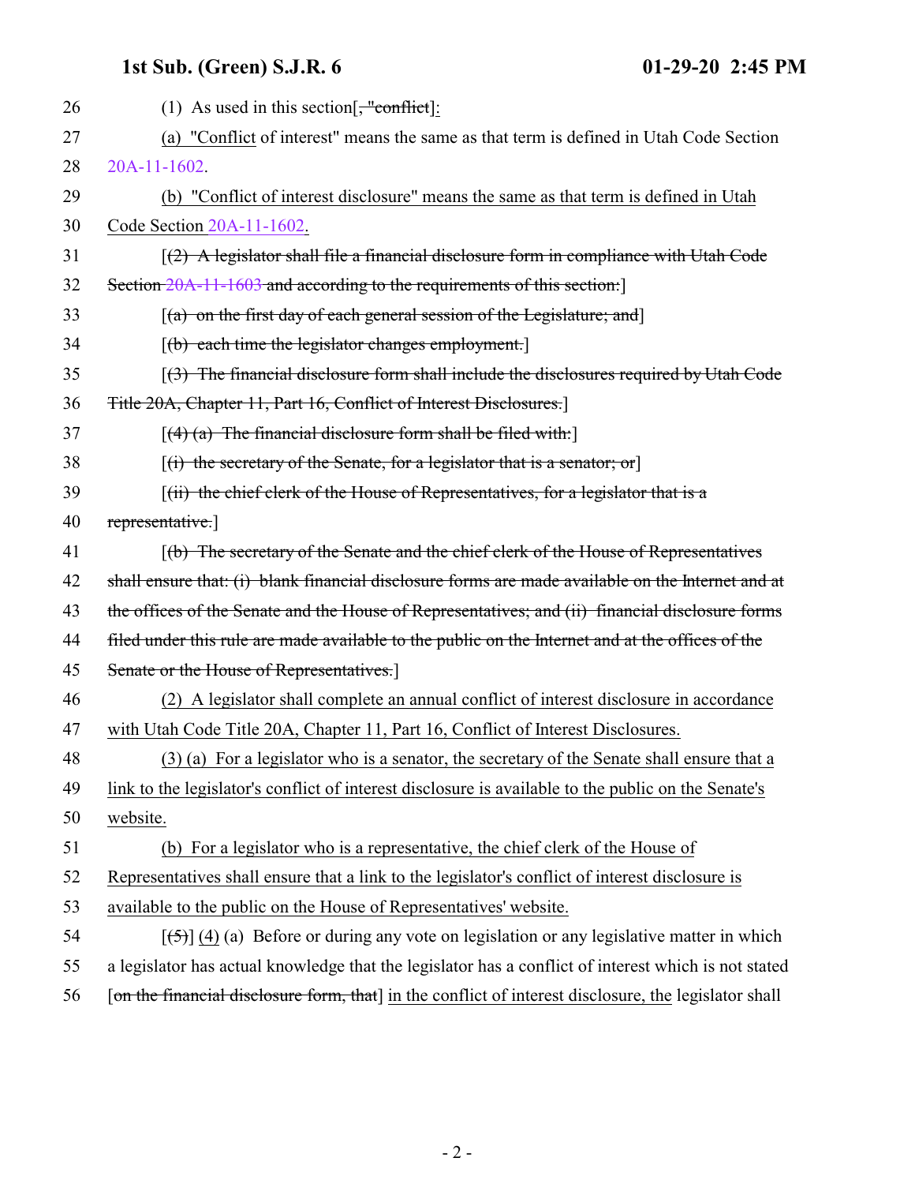26 (1) As used in this section[, "conflict]:

27 (a) "Conflict of interest" means the same as that term is defined in Utah Code Section

28 20A-11-1602.

29 (b) "Conflict of interest disclosure" means the same as that term is defined in Utah

30 Code Section 20A-11-1602.

31 [(2) A legislator shall file a financial disclosure form in compliance with Utah Code

32 Section 20A-11-1603 and according to the requirements of this section:]

33 [(a) on the first day of each general session of the Legislature; and]

34 [(b) each time the legislator changes employment.]

35 [(3) The financial disclosure form shall include the disclosures required by Utah Code

36 Title 20A, Chapter 11, Part 16, Conflict of Interest Disclosures.]

37 [(4) (a) The financial disclosure form shall be filed with:]

38 [(i) the secretary of the Senate, for a legislator that is a senator; or]

39 [(ii) the chief clerk of the House of Representatives, for a legislator that is a

40 representative.]

41 [(b) The secretary of the Senate and the chief clerk of the House of Representatives

42 shall ensure that: (i) blank financial disclosure forms are made available on the Internet and at

43 the offices of the Senate and the House of Representatives; and (ii) financial disclosure forms

44 filed under this rule are made available to the public on the Internet and at the offices of the

45 Senate or the House of Representatives.]

46 (2) A legislator shall complete an annual conflict of interest disclosure in accordance

47 with Utah Code Title 20A, Chapter 11, Part 16, Conflict of Interest Disclosures.

48 (3) (a) For a legislator who is a senator, the secretary of the Senate shall ensure that a

49 link to the legislator's conflict of interest disclosure is available to the public on the Senate's

50 website.

51 (b) For a legislator who is a representative, the chief clerk of the House of

52 Representatives shall ensure that a link to the legislator's conflict of interest disclosure is

53 available to the public on the House of Representatives' website.

54 [(5)] (4) (a) Before or during any vote on legislation or any legislative matter in which

55 a legislator has actual knowledge that the legislator has a conflict of interest which is not stated

56 [on the financial disclosure form, that] in the conflict of interest disclosure, the legislator shall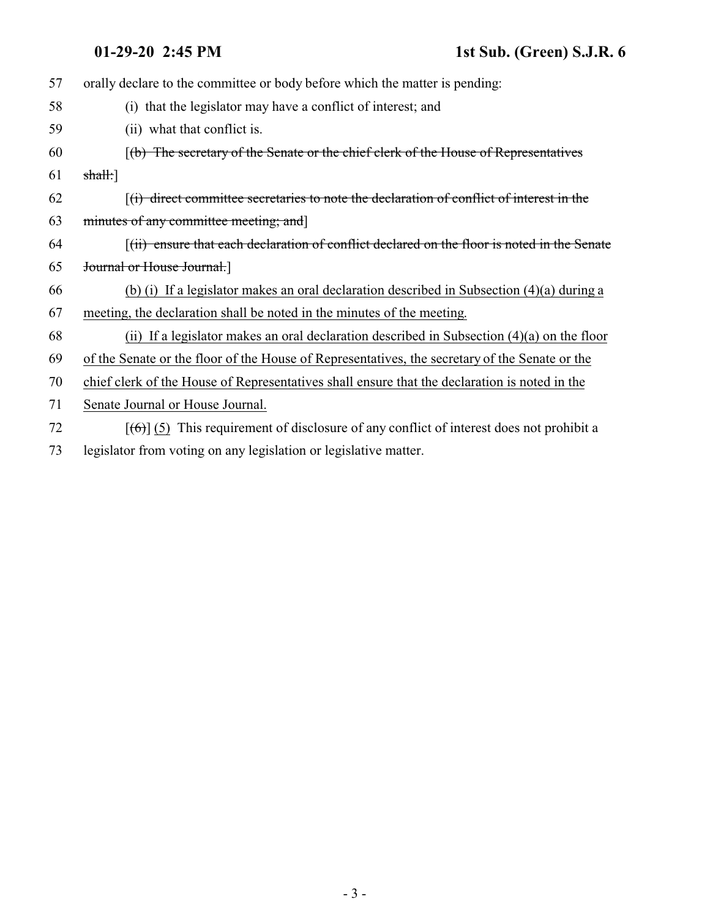57 orally declare to the committee or body before which the matter is pending:

58 (i) that the legislator may have a conflict of interest; and

59 (ii) what that conflict is.

60 [~~(b) The secretary of the Senate or the chief clerk of the House of Representatives~~

61 ~~shall:~~]

62 [~~(i) direct committee secretaries to note the declaration of conflict of interest in the~~

63 ~~minutes of any committee meeting; and~~]

64 [~~(ii) ensure that each declaration of conflict declared on the floor is noted in the Senate~~

65 ~~Journal or House Journal.~~]

66 <u>(b) (i) If a legislator makes an oral declaration described in Subsection (4)(a) during a</u>

67 <u>meeting, the declaration shall be noted in the minutes of the meeting.</u>

68 <u>(ii) If a legislator makes an oral declaration described in Subsection (4)(a) on the floor</u>

69 <u>of the Senate or the floor of the House of Representatives, the secretary of the Senate or the</u>

70 <u>chief clerk of the House of Representatives shall ensure that the declaration is noted in the</u>

71 <u>Senate Journal or House Journal.</u>

72 [~~(6)~~] <u>(5)</u> This requirement of disclosure of any conflict of interest does not prohibit a

73 legislator from voting on any legislation or legislative matter.